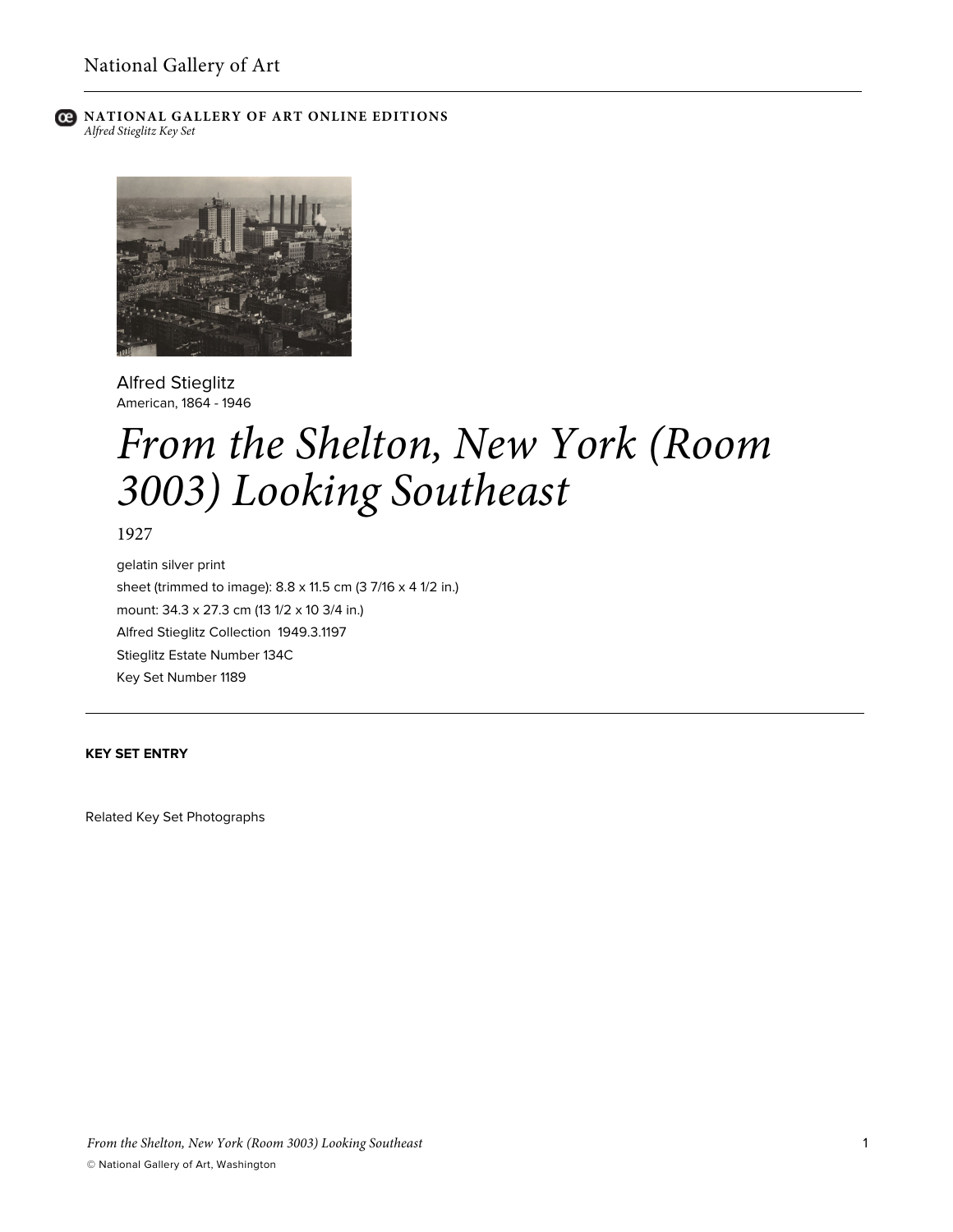NATIONAL GALLERY OF ART ONLINE EDITIONS
*Alfred Stieglitz Key Set*

Alfred Stieglitz
American, 1864 - 1946

# *From the Shelton, New York (Room 3003) Looking Southeast*

1927

gelatin silver print
sheet (trimmed to image): 8.8 x 11.5 cm (3 7/16 x 4 1/2 in.)
mount: 34.3 x 27.3 cm (13 1/2 x 10 3/4 in.)
Alfred Stieglitz Collection 1949.3.1197
Stieglitz Estate Number 134C
Key Set Number 1189

**KEY SET ENTRY**

Related Key Set Photographs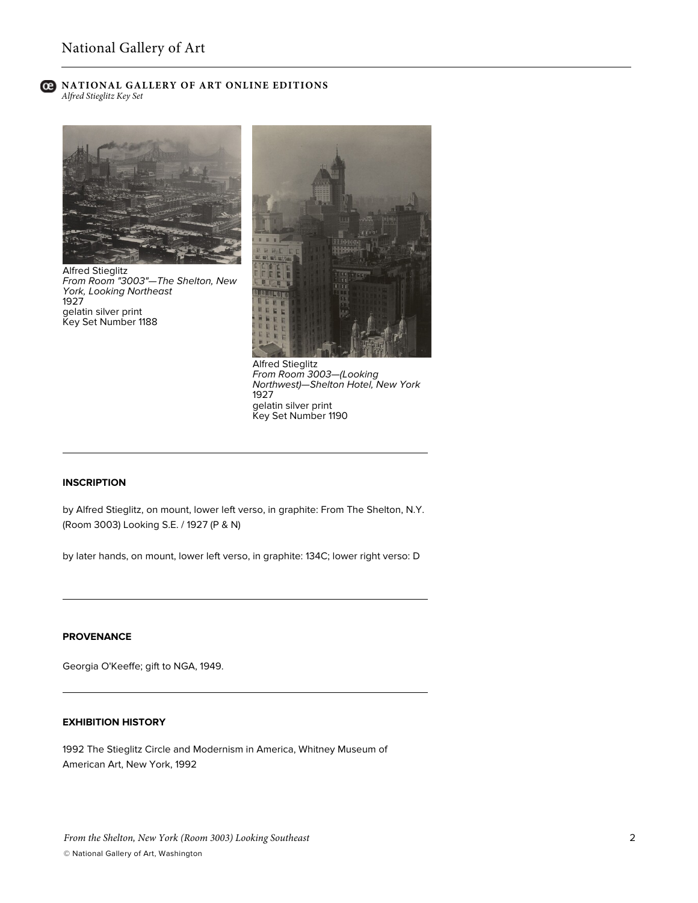Alfred Stieglitz
*From Room "3003"—The Shelton, New York, Looking Northeast*
1927
gelatin silver print
Key Set Number 1188

Alfred Stieglitz
*From Room 3003—(Looking Northwest)—Shelton Hotel, New York*
1927
gelatin silver print
Key Set Number 1190

---

### INSCRIPTION

by Alfred Stieglitz, on mount, lower left verso, in graphite: From The Shelton, N.Y. (Room 3003) Looking S.E. / 1927 (P & N)

by later hands, on mount, lower left verso, in graphite: 134C; lower right verso: D

---

### PROVENANCE

Georgia O'Keeffe; gift to NGA, 1949.

---

### EXHIBITION HISTORY

1992 The Stieglitz Circle and Modernism in America, Whitney Museum of American Art, New York, 1992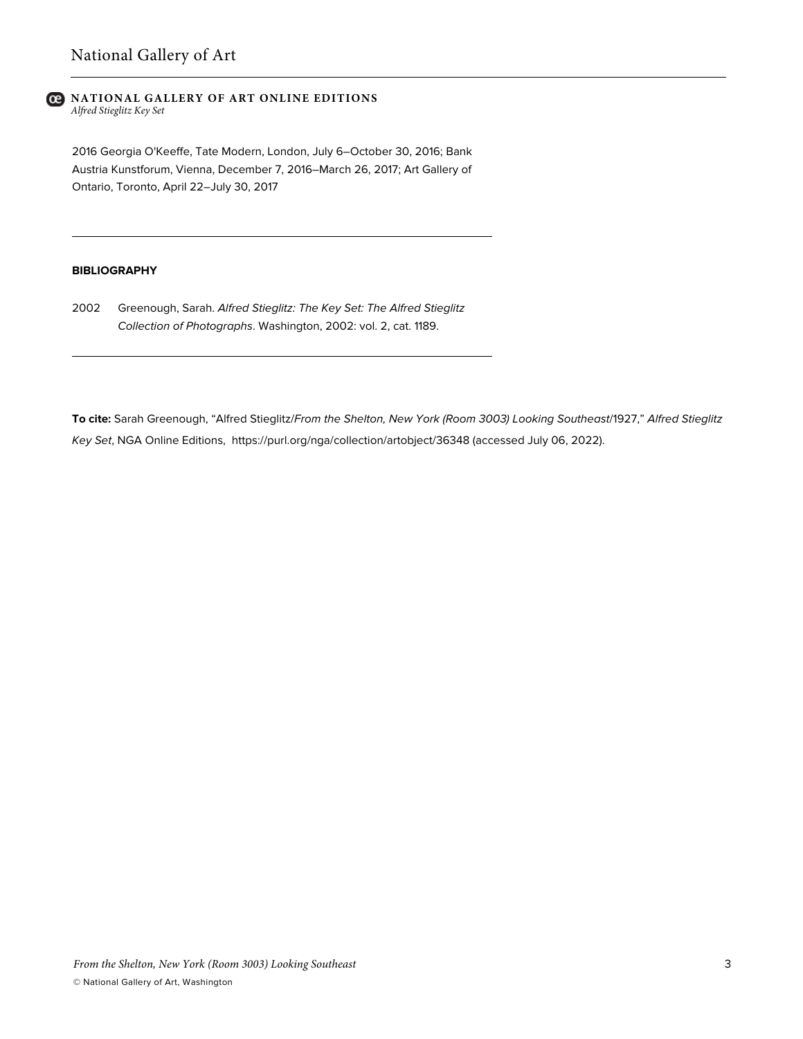2016 Georgia O'Keeffe, Tate Modern, London, July 6–October 30, 2016; Bank Austria Kunstforum, Vienna, December 7, 2016–March 26, 2017; Art Gallery of Ontario, Toronto, April 22–July 30, 2017

---

**BIBLIOGRAPHY**

2002 Greenough, Sarah. *Alfred Stieglitz: The Key Set: The Alfred Stieglitz Collection of Photographs*. Washington, 2002: vol. 2, cat. 1189.

---

**To cite:** Sarah Greenough, "Alfred Stieglitz/*From the Shelton, New York (Room 3003) Looking Southeast*/1927," *Alfred Stieglitz Key Set*, NGA Online Editions, https://purl.org/nga/collection/artobject/36348 (accessed July 06, 2022).